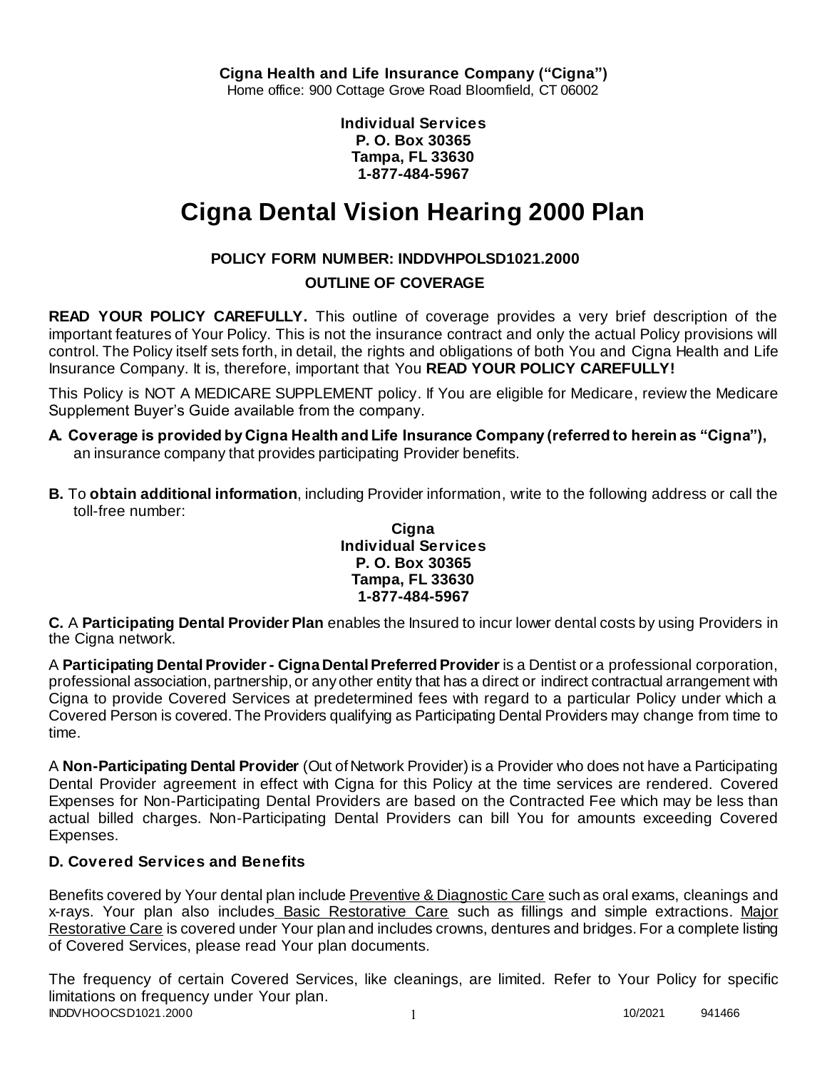**Cigna Health and Life Insurance Company ("Cigna")**
Home office: 900 Cottage Grove Road Bloomfield, CT 06002

**Individual Services**
**P. O. Box 30365**
**Tampa, FL 33630**
**1-877-484-5967**

# Cigna Dental Vision Hearing 2000 Plan

**POLICY FORM NUMBER: INDDVHPOLSD1021.2000**

**OUTLINE OF COVERAGE**

**READ YOUR POLICY CAREFULLY.** This outline of coverage provides a very brief description of the important features of Your Policy. This is not the insurance contract and only the actual Policy provisions will control. The Policy itself sets forth, in detail, the rights and obligations of both You and Cigna Health and Life Insurance Company. It is, therefore, important that You **READ YOUR POLICY CAREFULLY!**

This Policy is NOT A MEDICARE SUPPLEMENT policy. If You are eligible for Medicare, review the Medicare Supplement Buyer's Guide available from the company.

**A. Coverage is provided by Cigna Health and Life Insurance Company (referred to herein as "Cigna"),** an insurance company that provides participating Provider benefits.

**B.** To **obtain additional information**, including Provider information, write to the following address or call the toll-free number:

**Cigna**
**Individual Services**
**P. O. Box 30365**
**Tampa, FL 33630**
**1-877-484-5967**

**C.** A **Participating Dental Provider Plan** enables the Insured to incur lower dental costs by using Providers in the Cigna network.

A **Participating Dental Provider - Cigna Dental Preferred Provider** is a Dentist or a professional corporation, professional association, partnership, or any other entity that has a direct or indirect contractual arrangement with Cigna to provide Covered Services at predetermined fees with regard to a particular Policy under which a Covered Person is covered. The Providers qualifying as Participating Dental Providers may change from time to time.

A **Non-Participating Dental Provider** (Out of Network Provider) is a Provider who does not have a Participating Dental Provider agreement in effect with Cigna for this Policy at the time services are rendered. Covered Expenses for Non-Participating Dental Providers are based on the Contracted Fee which may be less than actual billed charges. Non-Participating Dental Providers can bill You for amounts exceeding Covered Expenses.

### D. Covered Services and Benefits

Benefits covered by Your dental plan include Preventive & Diagnostic Care such as oral exams, cleanings and x-rays. Your plan also includes Basic Restorative Care such as fillings and simple extractions. Major Restorative Care is covered under Your plan and includes crowns, dentures and bridges. For a complete listing of Covered Services, please read Your plan documents.

The frequency of certain Covered Services, like cleanings, are limited. Refer to Your Policy for specific limitations on frequency under Your plan.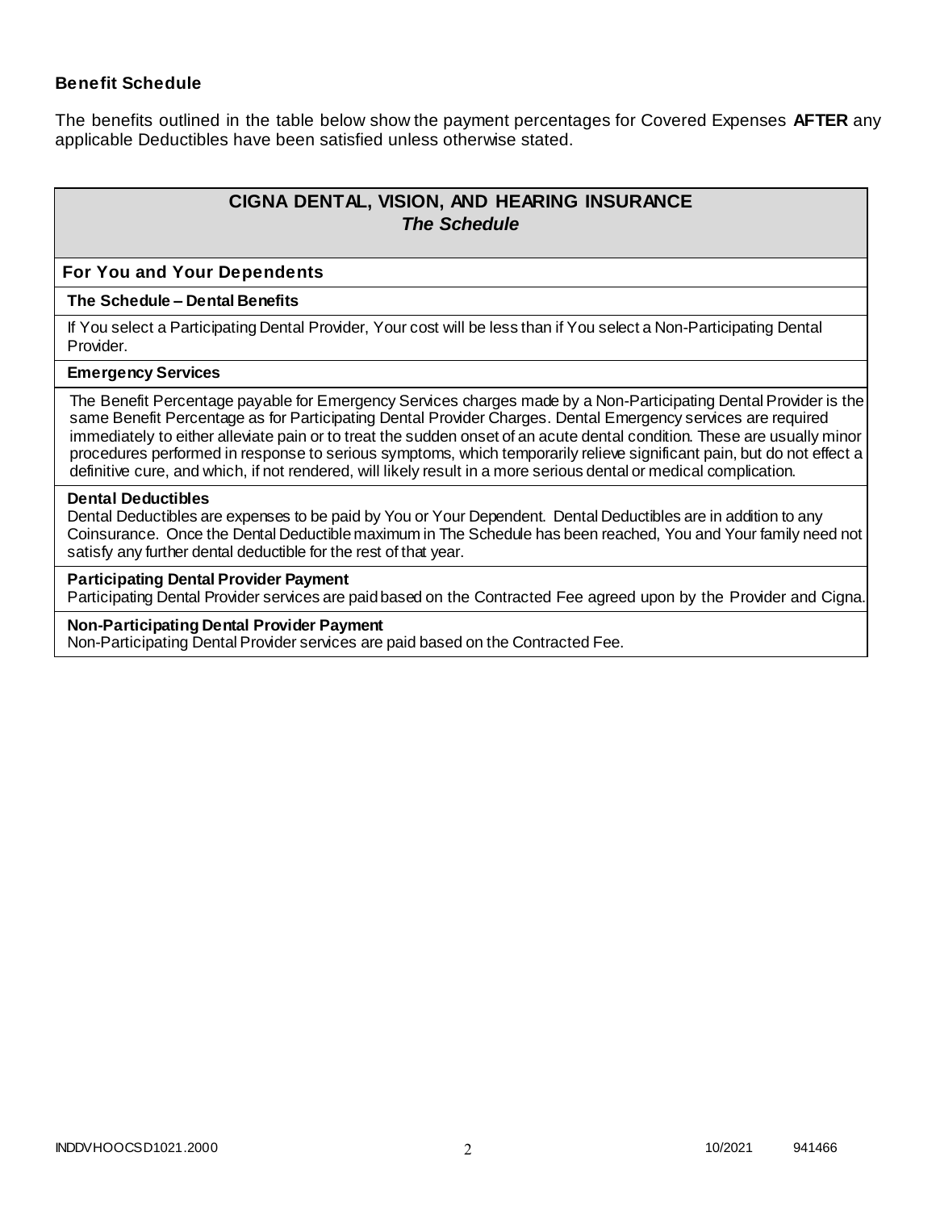## Benefit Schedule

The benefits outlined in the table below show the payment percentages for Covered Expenses **AFTER** any applicable Deductibles have been satisfied unless otherwise stated.

| **CIGNA DENTAL, VISION, AND HEARING INSURANCE** ***The Schedule*** |
|---|
| **For You and Your Dependents** |
| **The Schedule – Dental Benefits** |
| If You select a Participating Dental Provider, Your cost will be less than if You select a Non-Participating Dental Provider. |
| **Emergency Services** |
| The Benefit Percentage payable for Emergency Services charges made by a Non-Participating Dental Provider is the same Benefit Percentage as for Participating Dental Provider Charges. Dental Emergency services are required immediately to either alleviate pain or to treat the sudden onset of an acute dental condition. These are usually minor procedures performed in response to serious symptoms, which temporarily relieve significant pain, but do not effect a definitive cure, and which, if not rendered, will likely result in a more serious dental or medical complication. |
| **Dental Deductibles** Dental Deductibles are expenses to be paid by You or Your Dependent. Dental Deductibles are in addition to any Coinsurance. Once the Dental Deductible maximum in The Schedule has been reached, You and Your family need not satisfy any further dental deductible for the rest of that year. |
| **Participating Dental Provider Payment** Participating Dental Provider services are paid based on the Contracted Fee agreed upon by the Provider and Cigna. |
| **Non-Participating Dental Provider Payment** Non-Participating Dental Provider services are paid based on the Contracted Fee. |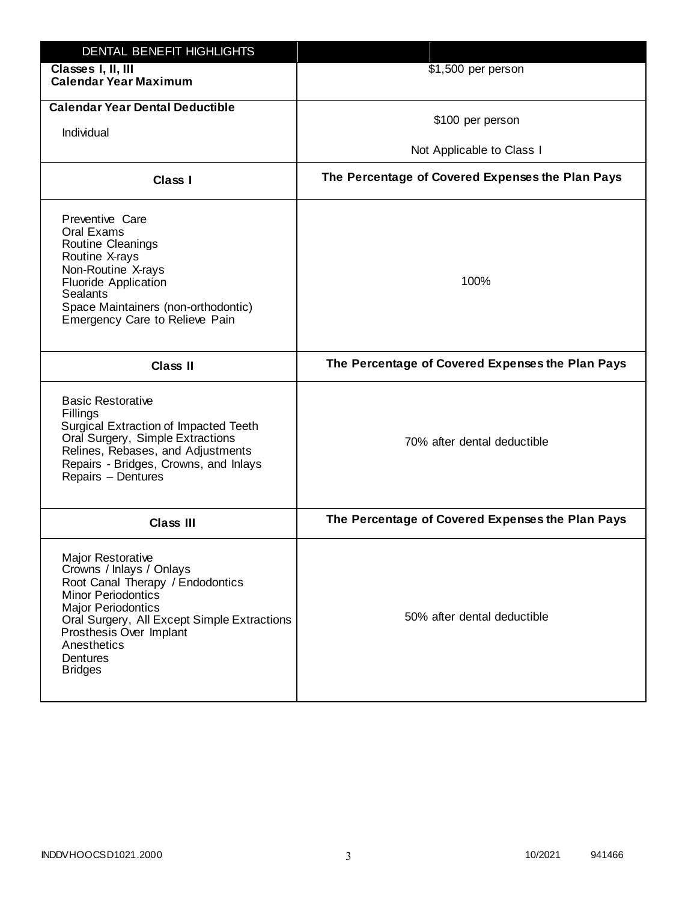| DENTAL BENEFIT HIGHLIGHTS | |
|---|---|
| **Classes I, II, III**<br>**Calendar Year Maximum** | $1,500 per person |
| **Calendar Year Dental Deductible**<br><br>Individual | $100 per person<br><br>Not Applicable to Class I |
| **Class I** | **The Percentage of Covered Expenses the Plan Pays** |
| Preventive Care<br>Oral Exams<br>Routine Cleanings<br>Routine X-rays<br>Non-Routine X-rays<br>Fluoride Application<br>Sealants<br>Space Maintainers (non-orthodontic)<br>Emergency Care to Relieve Pain | 100% |
| **Class II** | **The Percentage of Covered Expenses the Plan Pays** |
| Basic Restorative<br>Fillings<br>Surgical Extraction of Impacted Teeth<br>Oral Surgery, Simple Extractions<br>Relines, Rebases, and Adjustments<br>Repairs - Bridges, Crowns, and Inlays<br>Repairs – Dentures | 70% after dental deductible |
| **Class III** | **The Percentage of Covered Expenses the Plan Pays** |
| Major Restorative<br>Crowns / Inlays / Onlays<br>Root Canal Therapy / Endodontics<br>Minor Periodontics<br>Major Periodontics<br>Oral Surgery, All Except Simple Extractions<br>Prosthesis Over Implant<br>Anesthetics<br>Dentures<br>Bridges | 50% after dental deductible |

INDDVHOOCSD1021.2000 10/2021 941466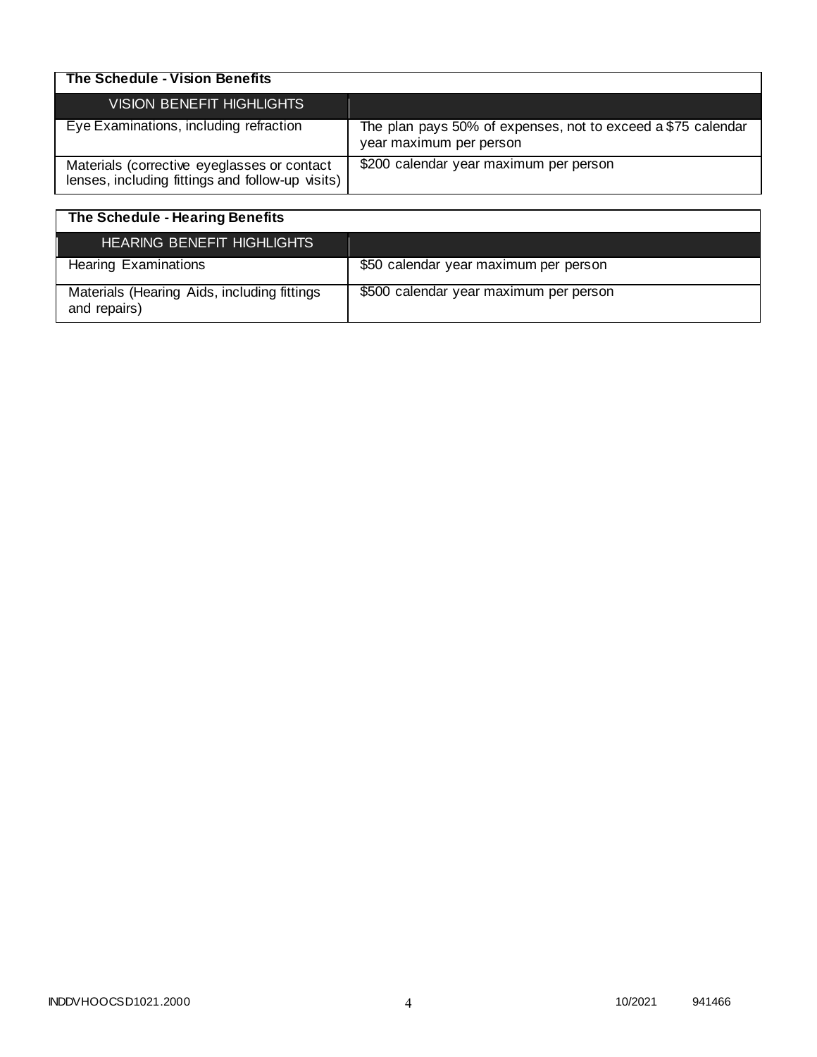**The Schedule - Vision Benefits**

| VISION BENEFIT HIGHLIGHTS | |
|---|---|
| Eye Examinations, including refraction | The plan pays 50% of expenses, not to exceed a $75 calendar year maximum per person |
| Materials (corrective eyeglasses or contact lenses, including fittings and follow-up visits) | $200 calendar year maximum per person |

**The Schedule - Hearing Benefits**

| HEARING BENEFIT HIGHLIGHTS | |
|---|---|
| Hearing Examinations | $50 calendar year maximum per person |
| Materials (Hearing Aids, including fittings and repairs) | $500 calendar year maximum per person |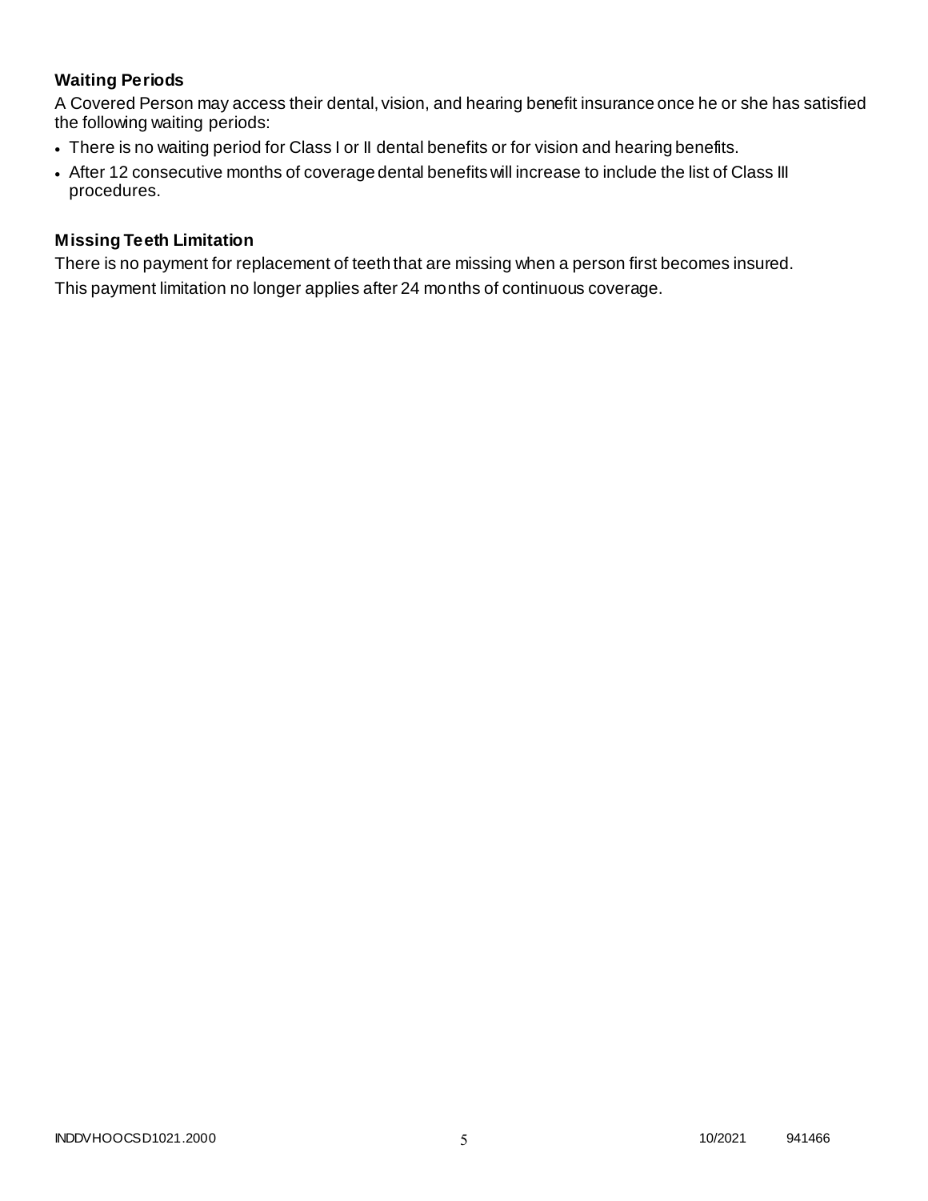### Waiting Periods

A Covered Person may access their dental, vision, and hearing benefit insurance once he or she has satisfied the following waiting periods:

- There is no waiting period for Class I or II dental benefits or for vision and hearing benefits.
- After 12 consecutive months of coverage dental benefits will increase to include the list of Class III procedures.

### Missing Teeth Limitation

There is no payment for replacement of teeth that are missing when a person first becomes insured.

This payment limitation no longer applies after 24 months of continuous coverage.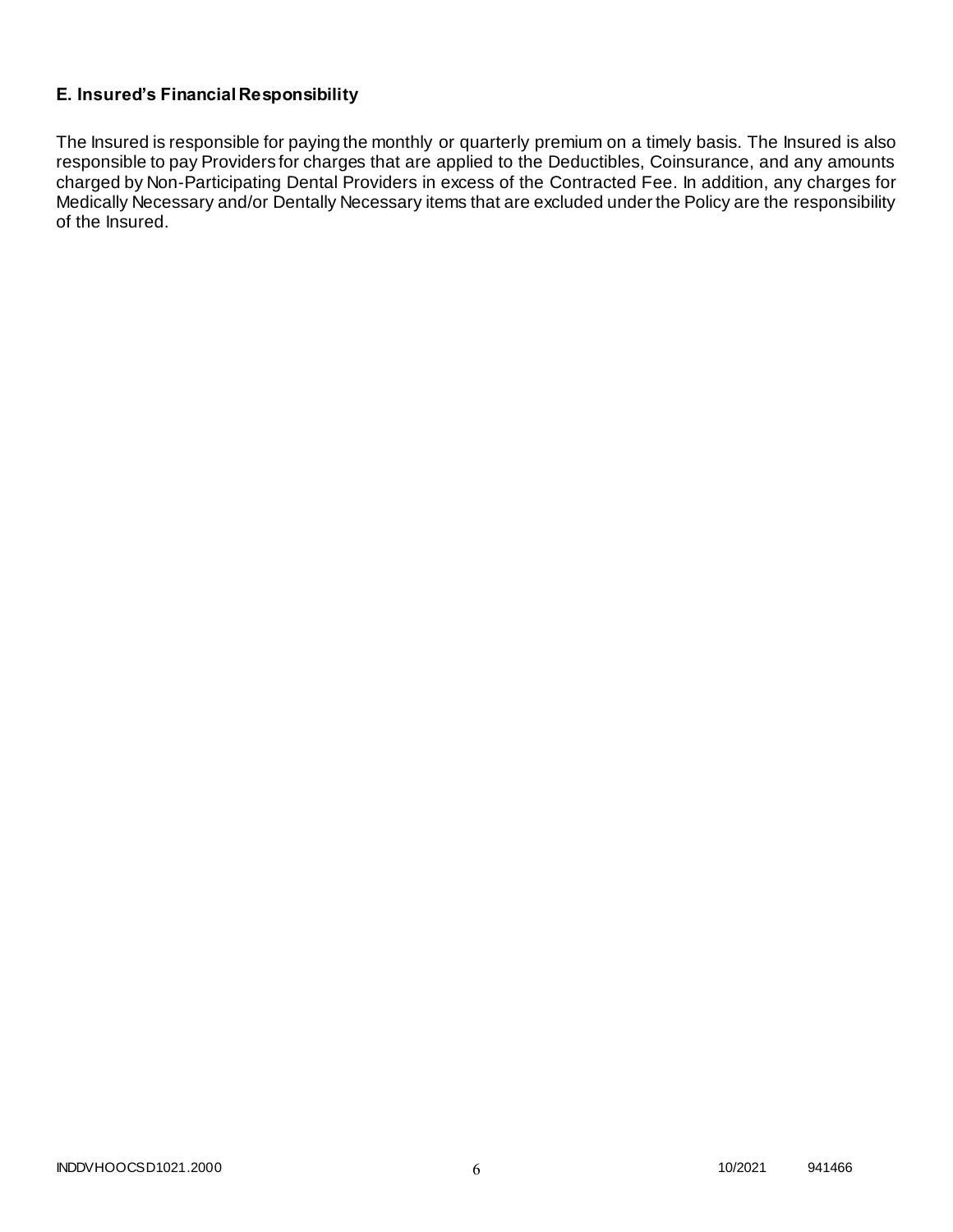### E. Insured's Financial Responsibility

The Insured is responsible for paying the monthly or quarterly premium on a timely basis. The Insured is also responsible to pay Providers for charges that are applied to the Deductibles, Coinsurance, and any amounts charged by Non-Participating Dental Providers in excess of the Contracted Fee. In addition, any charges for Medically Necessary and/or Dentally Necessary items that are excluded under the Policy are the responsibility of the Insured.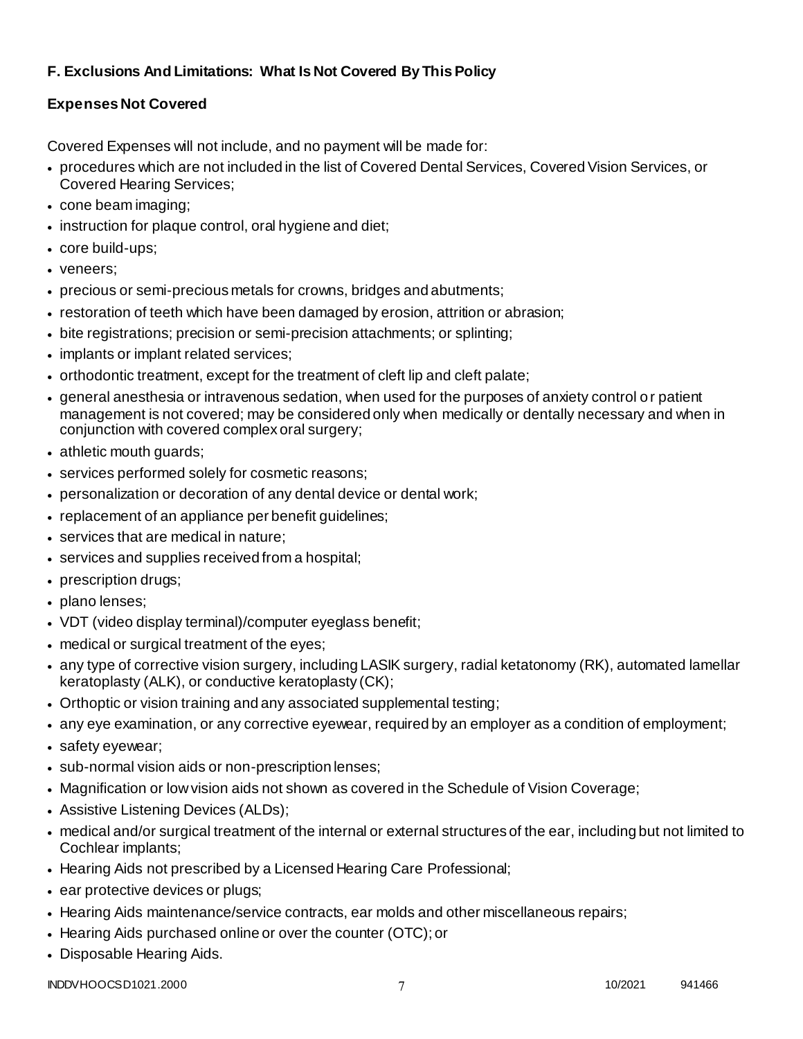### F. Exclusions And Limitations: What Is Not Covered By This Policy

### Expenses Not Covered

Covered Expenses will not include, and no payment will be made for:

- procedures which are not included in the list of Covered Dental Services, Covered Vision Services, or Covered Hearing Services;
- cone beam imaging;
- instruction for plaque control, oral hygiene and diet;
- core build-ups;
- veneers;
- precious or semi-precious metals for crowns, bridges and abutments;
- restoration of teeth which have been damaged by erosion, attrition or abrasion;
- bite registrations; precision or semi-precision attachments; or splinting;
- implants or implant related services;
- orthodontic treatment, except for the treatment of cleft lip and cleft palate;
- general anesthesia or intravenous sedation, when used for the purposes of anxiety control or patient management is not covered; may be considered only when medically or dentally necessary and when in conjunction with covered complex oral surgery;
- athletic mouth guards;
- services performed solely for cosmetic reasons;
- personalization or decoration of any dental device or dental work;
- replacement of an appliance per benefit guidelines;
- services that are medical in nature;
- services and supplies received from a hospital;
- prescription drugs;
- plano lenses;
- VDT (video display terminal)/computer eyeglass benefit;
- medical or surgical treatment of the eyes;
- any type of corrective vision surgery, including LASIK surgery, radial ketatonomy (RK), automated lamellar keratoplasty (ALK), or conductive keratoplasty (CK);
- Orthoptic or vision training and any associated supplemental testing;
- any eye examination, or any corrective eyewear, required by an employer as a condition of employment;
- safety eyewear;
- sub-normal vision aids or non-prescription lenses;
- Magnification or low vision aids not shown as covered in the Schedule of Vision Coverage;
- Assistive Listening Devices (ALDs);
- medical and/or surgical treatment of the internal or external structures of the ear, including but not limited to Cochlear implants;
- Hearing Aids not prescribed by a Licensed Hearing Care Professional;
- ear protective devices or plugs;
- Hearing Aids maintenance/service contracts, ear molds and other miscellaneous repairs;
- Hearing Aids purchased online or over the counter (OTC); or
- Disposable Hearing Aids.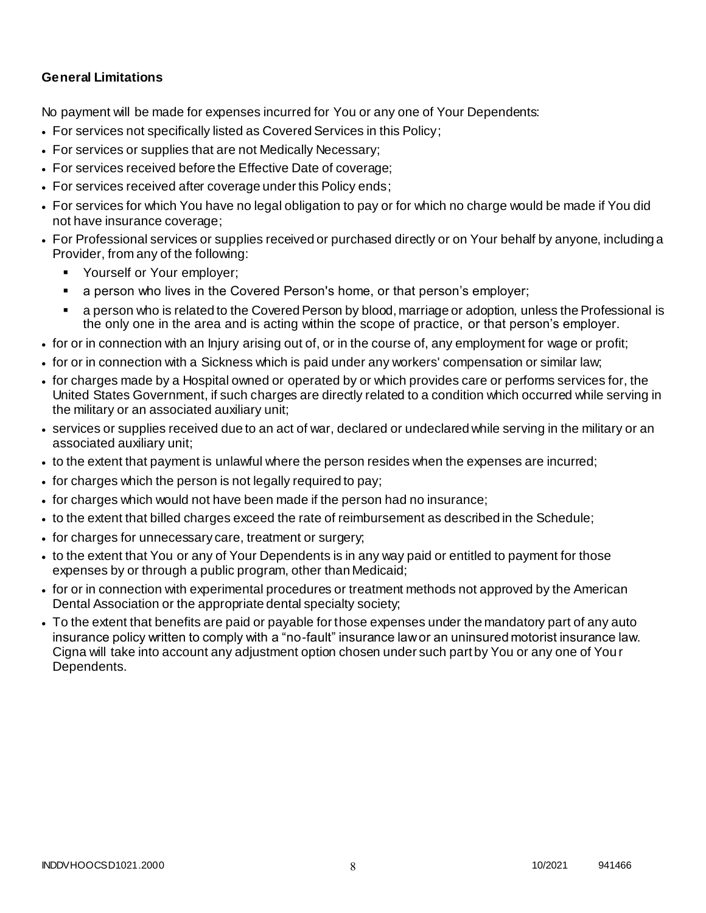**General Limitations**

No payment will be made for expenses incurred for You or any one of Your Dependents:

- For services not specifically listed as Covered Services in this Policy;
- For services or supplies that are not Medically Necessary;
- For services received before the Effective Date of coverage;
- For services received after coverage under this Policy ends;
- For services for which You have no legal obligation to pay or for which no charge would be made if You did not have insurance coverage;
- For Professional services or supplies received or purchased directly or on Your behalf by anyone, including a Provider, from any of the following:
  - Yourself or Your employer;
  - a person who lives in the Covered Person's home, or that person's employer;
  - a person who is related to the Covered Person by blood, marriage or adoption, unless the Professional is the only one in the area and is acting within the scope of practice, or that person's employer.
- for or in connection with an Injury arising out of, or in the course of, any employment for wage or profit;
- for or in connection with a Sickness which is paid under any workers' compensation or similar law;
- for charges made by a Hospital owned or operated by or which provides care or performs services for, the United States Government, if such charges are directly related to a condition which occurred while serving in the military or an associated auxiliary unit;
- services or supplies received due to an act of war, declared or undeclared while serving in the military or an associated auxiliary unit;
- to the extent that payment is unlawful where the person resides when the expenses are incurred;
- for charges which the person is not legally required to pay;
- for charges which would not have been made if the person had no insurance;
- to the extent that billed charges exceed the rate of reimbursement as described in the Schedule;
- for charges for unnecessary care, treatment or surgery;
- to the extent that You or any of Your Dependents is in any way paid or entitled to payment for those expenses by or through a public program, other than Medicaid;
- for or in connection with experimental procedures or treatment methods not approved by the American Dental Association or the appropriate dental specialty society;
- To the extent that benefits are paid or payable for those expenses under the mandatory part of any auto insurance policy written to comply with a "no-fault" insurance law or an uninsured motorist insurance law. Cigna will take into account any adjustment option chosen under such part by You or any one of Your Dependents.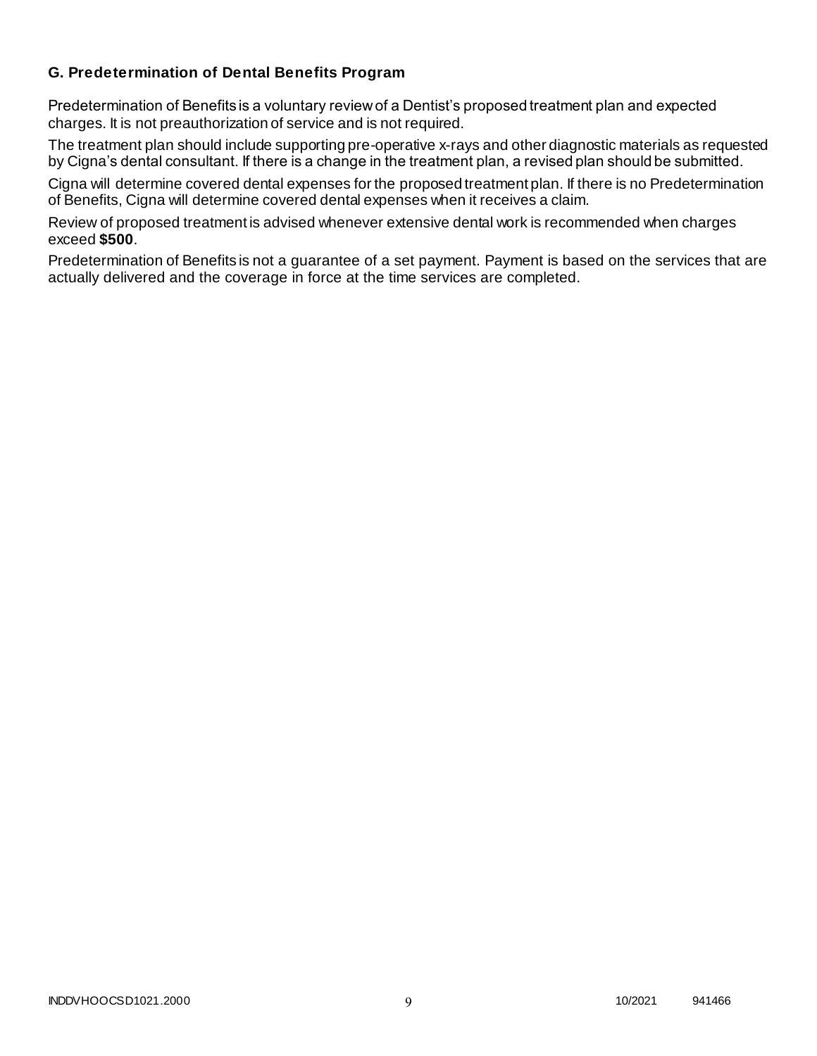### G. Predetermination of Dental Benefits Program

Predetermination of Benefits is a voluntary review of a Dentist's proposed treatment plan and expected charges. It is not preauthorization of service and is not required.

The treatment plan should include supporting pre-operative x-rays and other diagnostic materials as requested by Cigna's dental consultant. If there is a change in the treatment plan, a revised plan should be submitted.

Cigna will determine covered dental expenses for the proposed treatment plan. If there is no Predetermination of Benefits, Cigna will determine covered dental expenses when it receives a claim.

Review of proposed treatment is advised whenever extensive dental work is recommended when charges exceed **$500**.

Predetermination of Benefits is not a guarantee of a set payment. Payment is based on the services that are actually delivered and the coverage in force at the time services are completed.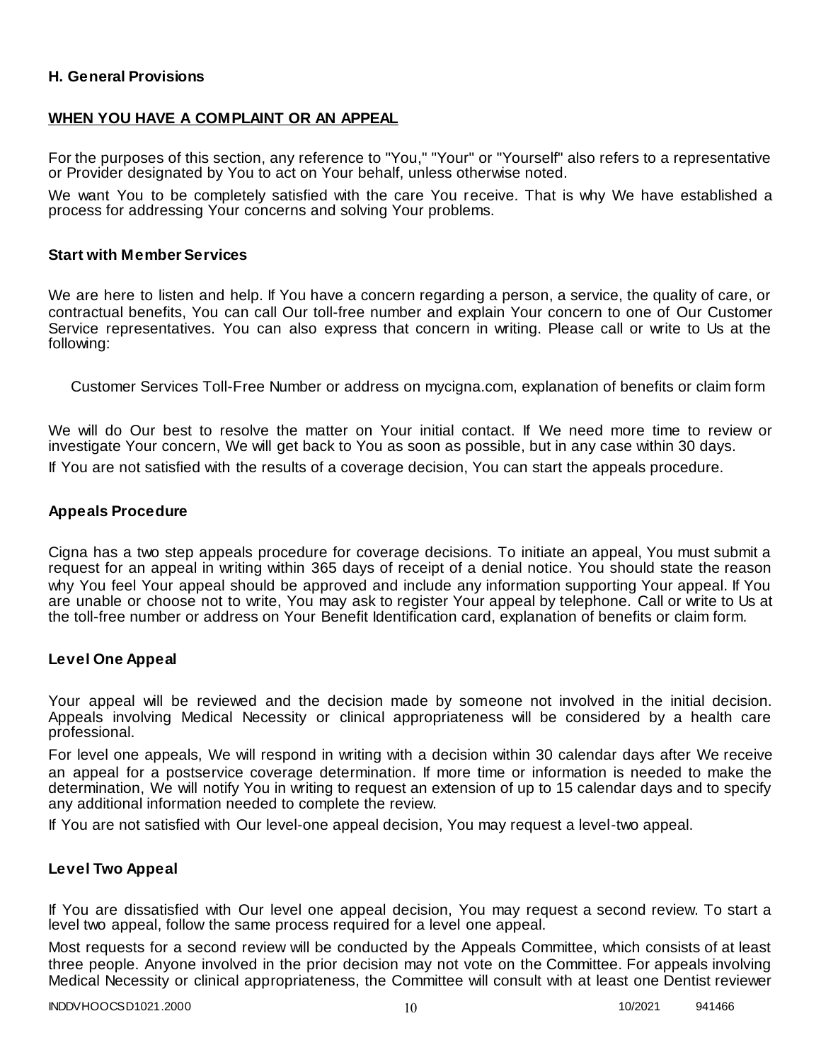## H. General Provisions

**WHEN YOU HAVE A COMPLAINT OR AN APPEAL**

For the purposes of this section, any reference to "You," "Your" or "Yourself" also refers to a representative or Provider designated by You to act on Your behalf, unless otherwise noted.

We want You to be completely satisfied with the care You receive. That is why We have established a process for addressing Your concerns and solving Your problems.

### Start with Member Services

We are here to listen and help. If You have a concern regarding a person, a service, the quality of care, or contractual benefits, You can call Our toll-free number and explain Your concern to one of Our Customer Service representatives. You can also express that concern in writing. Please call or write to Us at the following:

Customer Services Toll-Free Number or address on mycigna.com, explanation of benefits or claim form

We will do Our best to resolve the matter on Your initial contact. If We need more time to review or investigate Your concern, We will get back to You as soon as possible, but in any case within 30 days.

If You are not satisfied with the results of a coverage decision, You can start the appeals procedure.

### Appeals Procedure

Cigna has a two step appeals procedure for coverage decisions. To initiate an appeal, You must submit a request for an appeal in writing within 365 days of receipt of a denial notice. You should state the reason why You feel Your appeal should be approved and include any information supporting Your appeal. If You are unable or choose not to write, You may ask to register Your appeal by telephone. Call or write to Us at the toll-free number or address on Your Benefit Identification card, explanation of benefits or claim form.

### Level One Appeal

Your appeal will be reviewed and the decision made by someone not involved in the initial decision. Appeals involving Medical Necessity or clinical appropriateness will be considered by a health care professional.

For level one appeals, We will respond in writing with a decision within 30 calendar days after We receive an appeal for a postservice coverage determination. If more time or information is needed to make the determination, We will notify You in writing to request an extension of up to 15 calendar days and to specify any additional information needed to complete the review.

If You are not satisfied with Our level-one appeal decision, You may request a level-two appeal.

### Level Two Appeal

If You are dissatisfied with Our level one appeal decision, You may request a second review. To start a level two appeal, follow the same process required for a level one appeal.

Most requests for a second review will be conducted by the Appeals Committee, which consists of at least three people. Anyone involved in the prior decision may not vote on the Committee. For appeals involving Medical Necessity or clinical appropriateness, the Committee will consult with at least one Dentist reviewer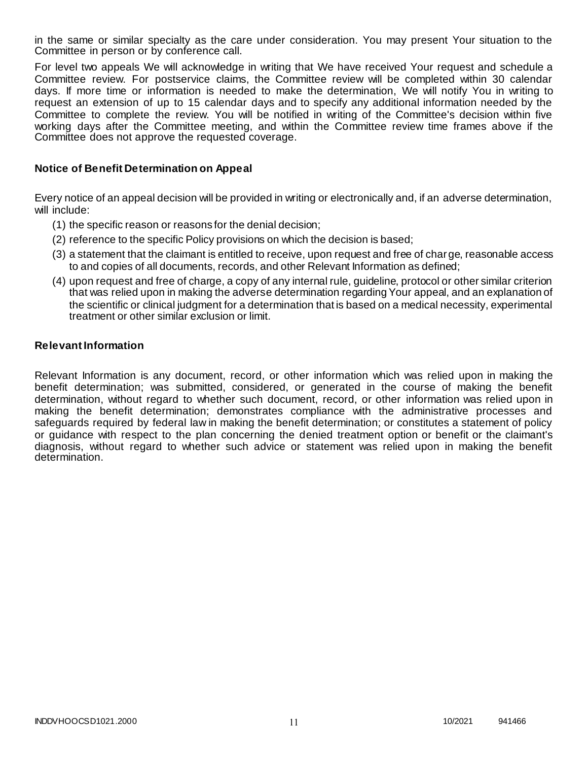in the same or similar specialty as the care under consideration. You may present Your situation to the Committee in person or by conference call.

For level two appeals We will acknowledge in writing that We have received Your request and schedule a Committee review. For postservice claims, the Committee review will be completed within 30 calendar days. If more time or information is needed to make the determination, We will notify You in writing to request an extension of up to 15 calendar days and to specify any additional information needed by the Committee to complete the review. You will be notified in writing of the Committee's decision within five working days after the Committee meeting, and within the Committee review time frames above if the Committee does not approve the requested coverage.

### Notice of Benefit Determination on Appeal

Every notice of an appeal decision will be provided in writing or electronically and, if an adverse determination, will include:

(1) the specific reason or reasons for the denial decision;

(2) reference to the specific Policy provisions on which the decision is based;

(3) a statement that the claimant is entitled to receive, upon request and free of charge, reasonable access to and copies of all documents, records, and other Relevant Information as defined;

(4) upon request and free of charge, a copy of any internal rule, guideline, protocol or other similar criterion that was relied upon in making the adverse determination regarding Your appeal, and an explanation of the scientific or clinical judgment for a determination that is based on a medical necessity, experimental treatment or other similar exclusion or limit.

### Relevant Information

Relevant Information is any document, record, or other information which was relied upon in making the benefit determination; was submitted, considered, or generated in the course of making the benefit determination, without regard to whether such document, record, or other information was relied upon in making the benefit determination; demonstrates compliance with the administrative processes and safeguards required by federal law in making the benefit determination; or constitutes a statement of policy or guidance with respect to the plan concerning the denied treatment option or benefit or the claimant's diagnosis, without regard to whether such advice or statement was relied upon in making the benefit determination.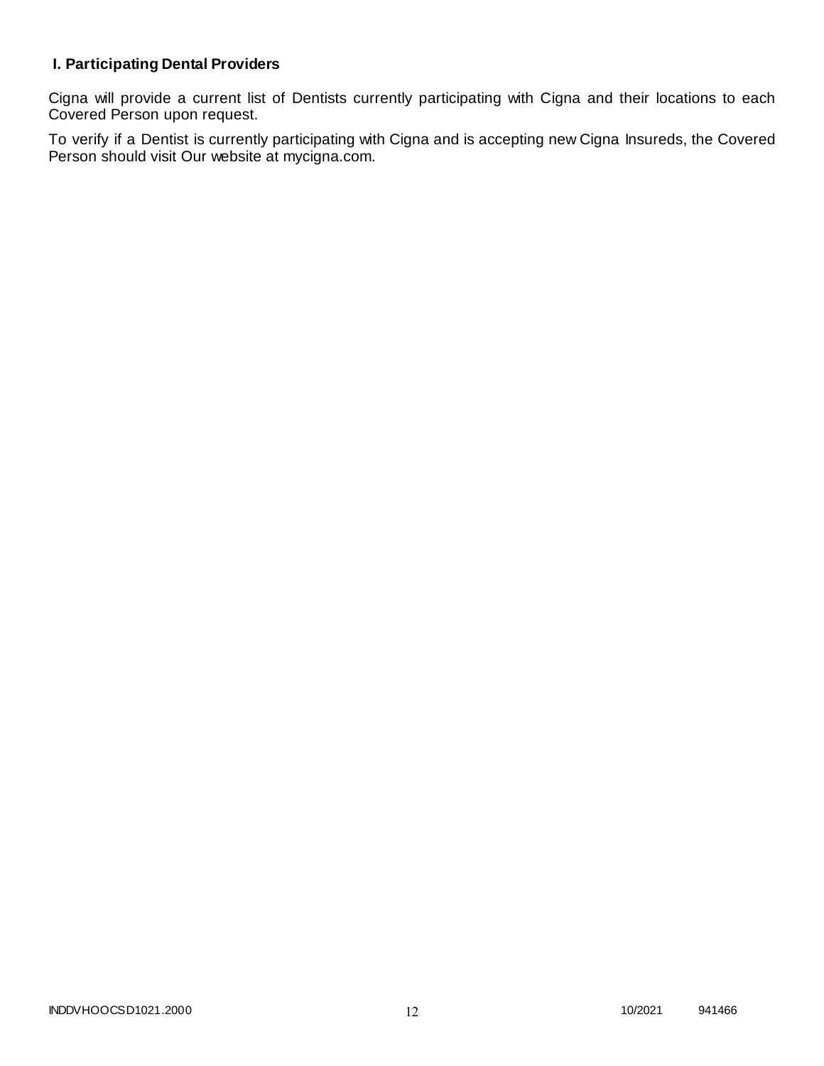### I. Participating Dental Providers

Cigna will provide a current list of Dentists currently participating with Cigna and their locations to each Covered Person upon request.

To verify if a Dentist is currently participating with Cigna and is accepting new Cigna Insureds, the Covered Person should visit Our website at mycigna.com.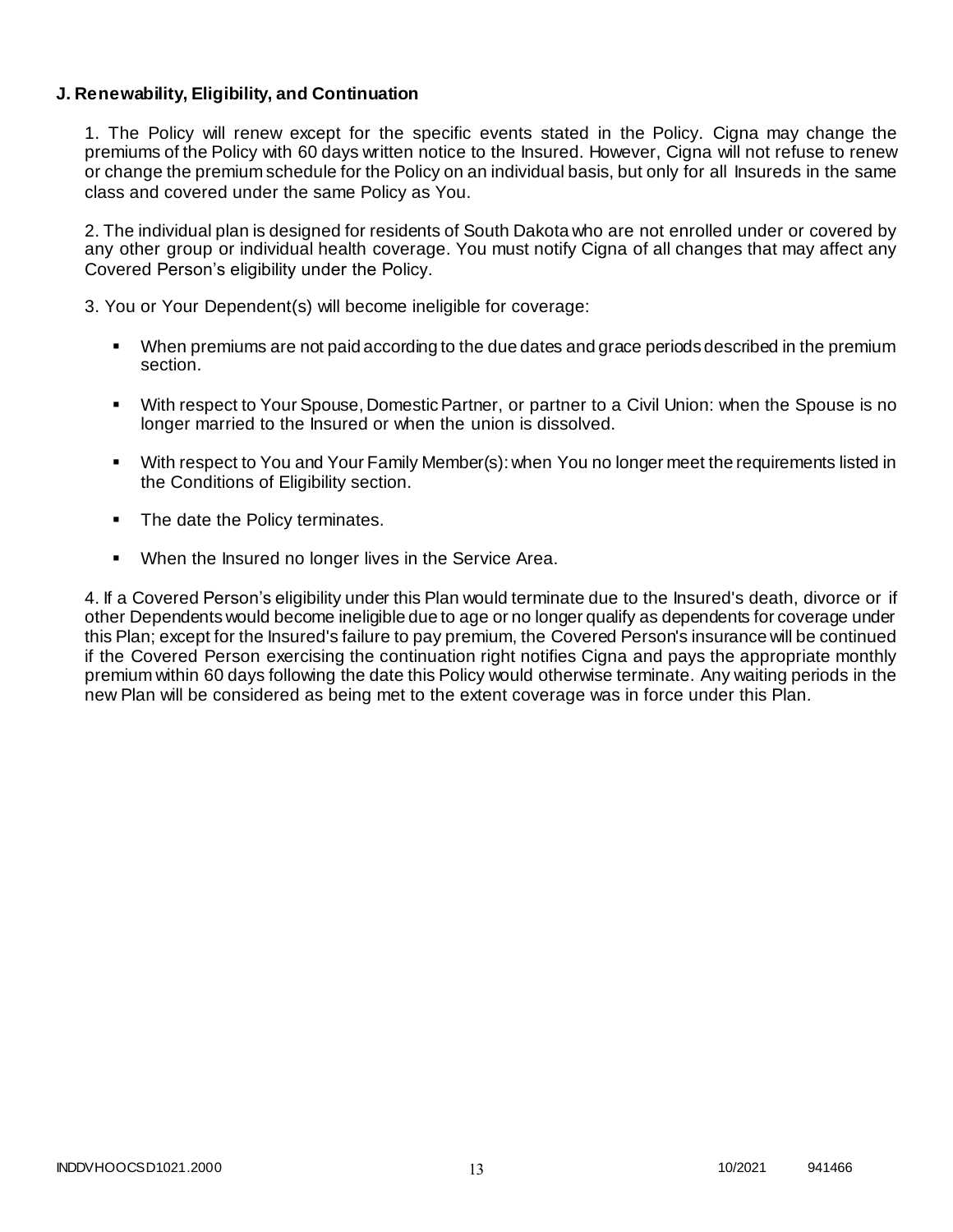### J. Renewability, Eligibility, and Continuation

1. The Policy will renew except for the specific events stated in the Policy. Cigna may change the premiums of the Policy with 60 days written notice to the Insured. However, Cigna will not refuse to renew or change the premium schedule for the Policy on an individual basis, but only for all Insureds in the same class and covered under the same Policy as You.

2. The individual plan is designed for residents of South Dakota who are not enrolled under or covered by any other group or individual health coverage. You must notify Cigna of all changes that may affect any Covered Person's eligibility under the Policy.

3. You or Your Dependent(s) will become ineligible for coverage:

- When premiums are not paid according to the due dates and grace periods described in the premium section.
- With respect to Your Spouse, Domestic Partner, or partner to a Civil Union: when the Spouse is no longer married to the Insured or when the union is dissolved.
- With respect to You and Your Family Member(s): when You no longer meet the requirements listed in the Conditions of Eligibility section.
- The date the Policy terminates.
- When the Insured no longer lives in the Service Area.

4. If a Covered Person's eligibility under this Plan would terminate due to the Insured's death, divorce or if other Dependents would become ineligible due to age or no longer qualify as dependents for coverage under this Plan; except for the Insured's failure to pay premium, the Covered Person's insurance will be continued if the Covered Person exercising the continuation right notifies Cigna and pays the appropriate monthly premium within 60 days following the date this Policy would otherwise terminate. Any waiting periods in the new Plan will be considered as being met to the extent coverage was in force under this Plan.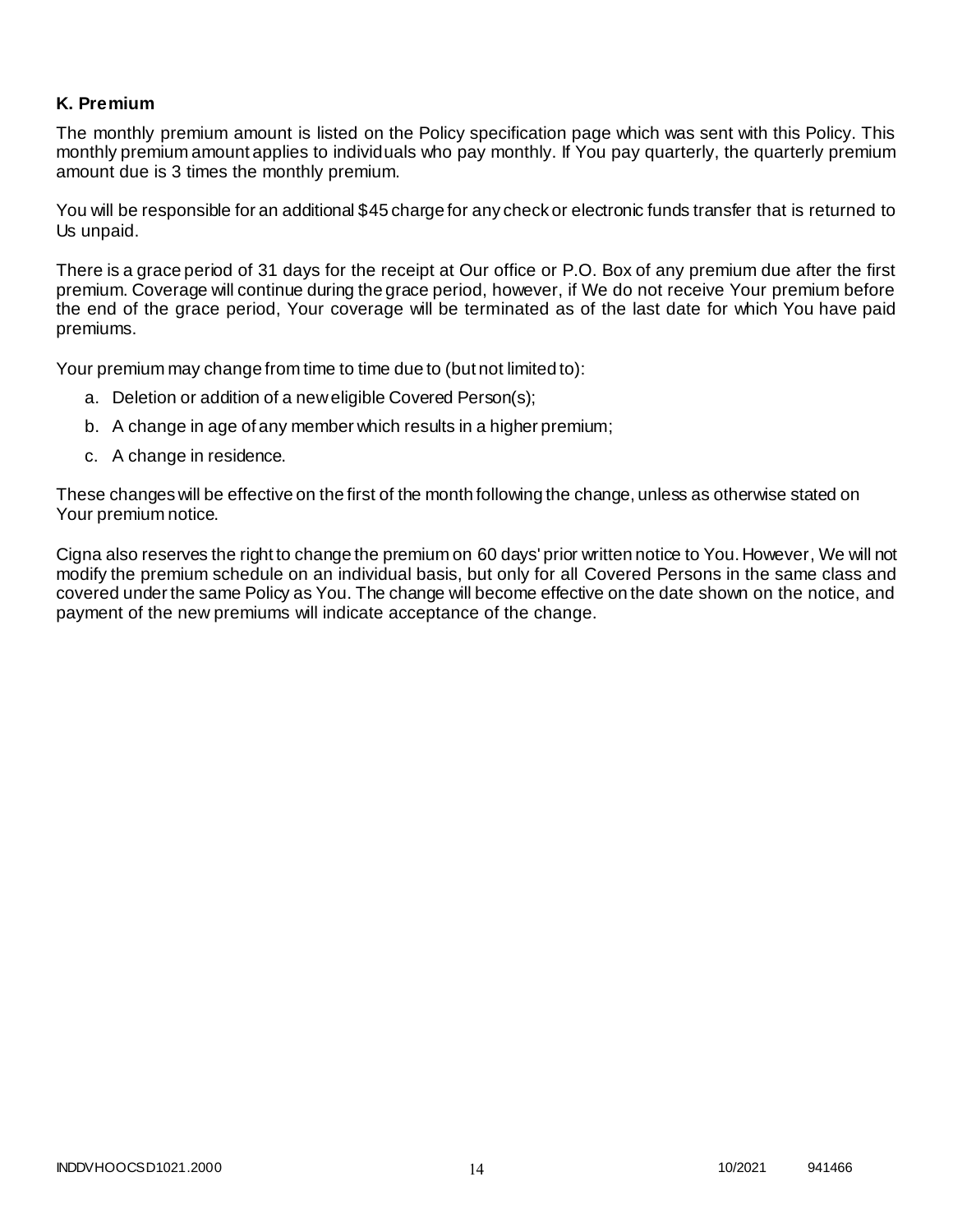### K. Premium

The monthly premium amount is listed on the Policy specification page which was sent with this Policy. This monthly premium amount applies to individuals who pay monthly. If You pay quarterly, the quarterly premium amount due is 3 times the monthly premium.

You will be responsible for an additional $45 charge for any check or electronic funds transfer that is returned to Us unpaid.

There is a grace period of 31 days for the receipt at Our office or P.O. Box of any premium due after the first premium. Coverage will continue during the grace period, however, if We do not receive Your premium before the end of the grace period, Your coverage will be terminated as of the last date for which You have paid premiums.

Your premium may change from time to time due to (but not limited to):

a. Deletion or addition of a new eligible Covered Person(s);
b. A change in age of any member which results in a higher premium;
c. A change in residence.

These changes will be effective on the first of the month following the change, unless as otherwise stated on Your premium notice.

Cigna also reserves the right to change the premium on 60 days' prior written notice to You. However, We will not modify the premium schedule on an individual basis, but only for all Covered Persons in the same class and covered under the same Policy as You. The change will become effective on the date shown on the notice, and payment of the new premiums will indicate acceptance of the change.